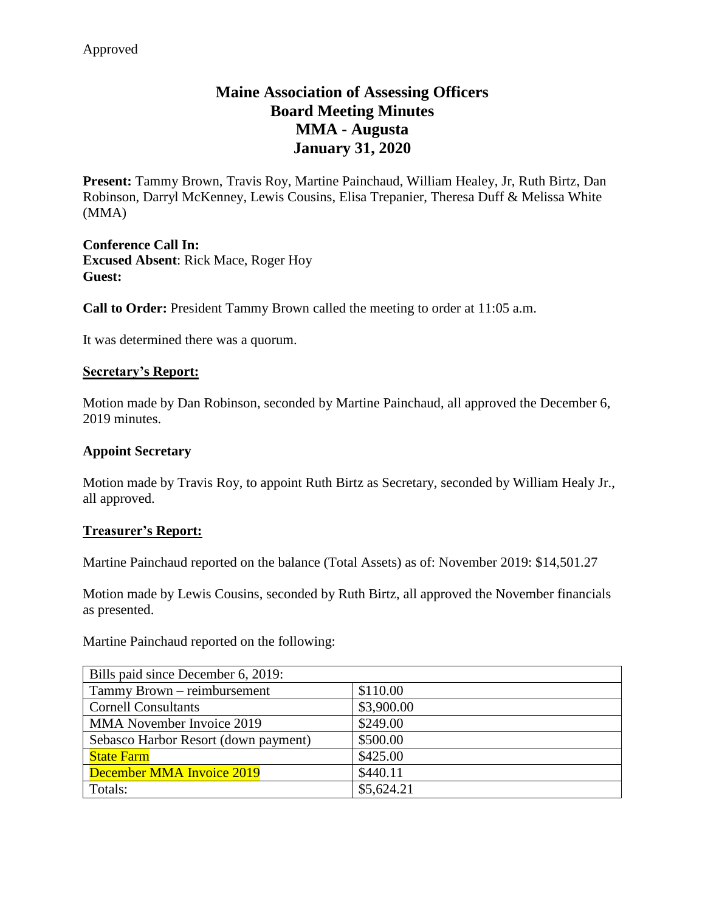Approved

# Maine Association of Assessing Officers
# Board Meeting Minutes
# MMA - Augusta
# January 31, 2020

**Present:** Tammy Brown, Travis Roy, Martine Painchaud, William Healey, Jr, Ruth Birtz, Dan Robinson, Darryl McKenney, Lewis Cousins, Elisa Trepanier, Theresa Duff & Melissa White (MMA)

**Conference Call In:**
**Excused Absent**: Rick Mace, Roger Hoy
**Guest:**

**Call to Order:** President Tammy Brown called the meeting to order at 11:05 a.m.

It was determined there was a quorum.

## Secretary's Report:

Motion made by Dan Robinson, seconded by Martine Painchaud, all approved the December 6, 2019 minutes.

### Appoint Secretary

Motion made by Travis Roy, to appoint Ruth Birtz as Secretary, seconded by William Healy Jr., all approved.

## Treasurer's Report:

Martine Painchaud reported on the balance (Total Assets) as of: November 2019: $14,501.27

Motion made by Lewis Cousins, seconded by Ruth Birtz, all approved the November financials as presented.

Martine Painchaud reported on the following:

| Bills paid since December 6, 2019: | |
|---|---|
| Tammy Brown – reimbursement | $110.00 |
| Cornell Consultants | $3,900.00 |
| MMA November Invoice 2019 | $249.00 |
| Sebasco Harbor Resort (down payment) | $500.00 |
| State Farm | $425.00 |
| December MMA Invoice 2019 | $440.11 |
| Totals: | $5,624.21 |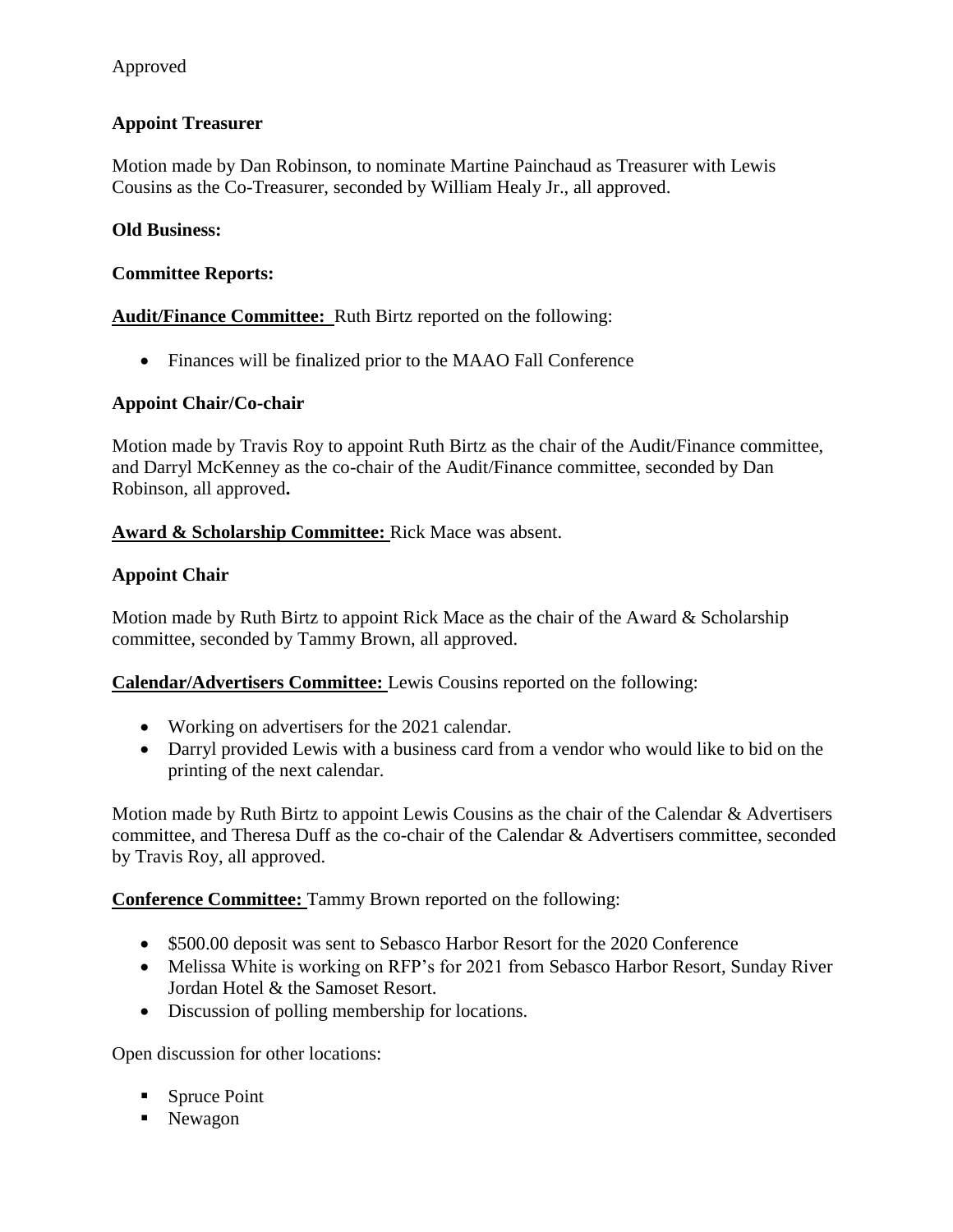Approved

**Appoint Treasurer**

Motion made by Dan Robinson, to nominate Martine Painchaud as Treasurer with Lewis Cousins as the Co-Treasurer, seconded by William Healy Jr., all approved.

**Old Business:**

**Committee Reports:**

**Audit/Finance Committee:** Ruth Birtz reported on the following:

- Finances will be finalized prior to the MAAO Fall Conference

**Appoint Chair/Co-chair**

Motion made by Travis Roy to appoint Ruth Birtz as the chair of the Audit/Finance committee, and Darryl McKenney as the co-chair of the Audit/Finance committee, seconded by Dan Robinson, all approved**.**

**Award & Scholarship Committee:** Rick Mace was absent.

**Appoint Chair**

Motion made by Ruth Birtz to appoint Rick Mace as the chair of the Award & Scholarship committee, seconded by Tammy Brown, all approved.

**Calendar/Advertisers Committee:** Lewis Cousins reported on the following:

- Working on advertisers for the 2021 calendar.
- Darryl provided Lewis with a business card from a vendor who would like to bid on the printing of the next calendar.

Motion made by Ruth Birtz to appoint Lewis Cousins as the chair of the Calendar & Advertisers committee, and Theresa Duff as the co-chair of the Calendar & Advertisers committee, seconded by Travis Roy, all approved.

**Conference Committee:** Tammy Brown reported on the following:

- $500.00 deposit was sent to Sebasco Harbor Resort for the 2020 Conference
- Melissa White is working on RFP's for 2021 from Sebasco Harbor Resort, Sunday River Jordan Hotel & the Samoset Resort.
- Discussion of polling membership for locations.

Open discussion for other locations:

- Spruce Point
- Newagon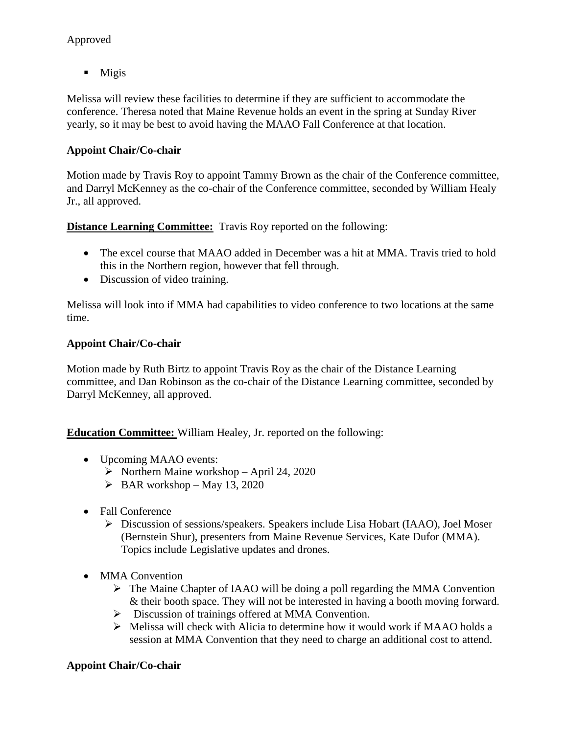Approved

- Migis

Melissa will review these facilities to determine if they are sufficient to accommodate the conference. Theresa noted that Maine Revenue holds an event in the spring at Sunday River yearly, so it may be best to avoid having the MAAO Fall Conference at that location.

**Appoint Chair/Co-chair**

Motion made by Travis Roy to appoint Tammy Brown as the chair of the Conference committee, and Darryl McKenney as the co-chair of the Conference committee, seconded by William Healy Jr., all approved.

**Distance Learning Committee:** Travis Roy reported on the following:

- The excel course that MAAO added in December was a hit at MMA. Travis tried to hold this in the Northern region, however that fell through.
- Discussion of video training.

Melissa will look into if MMA had capabilities to video conference to two locations at the same time.

**Appoint Chair/Co-chair**

Motion made by Ruth Birtz to appoint Travis Roy as the chair of the Distance Learning committee, and Dan Robinson as the co-chair of the Distance Learning committee, seconded by Darryl McKenney, all approved.

**Education Committee:** William Healey, Jr. reported on the following:

- Upcoming MAAO events:
  - Northern Maine workshop – April 24, 2020
  - BAR workshop – May 13, 2020
- Fall Conference
  - Discussion of sessions/speakers. Speakers include Lisa Hobart (IAAO), Joel Moser (Bernstein Shur), presenters from Maine Revenue Services, Kate Dufor (MMA). Topics include Legislative updates and drones.
- MMA Convention
  - The Maine Chapter of IAAO will be doing a poll regarding the MMA Convention & their booth space. They will not be interested in having a booth moving forward.
  - Discussion of trainings offered at MMA Convention.
  - Melissa will check with Alicia to determine how it would work if MAAO holds a session at MMA Convention that they need to charge an additional cost to attend.

**Appoint Chair/Co-chair**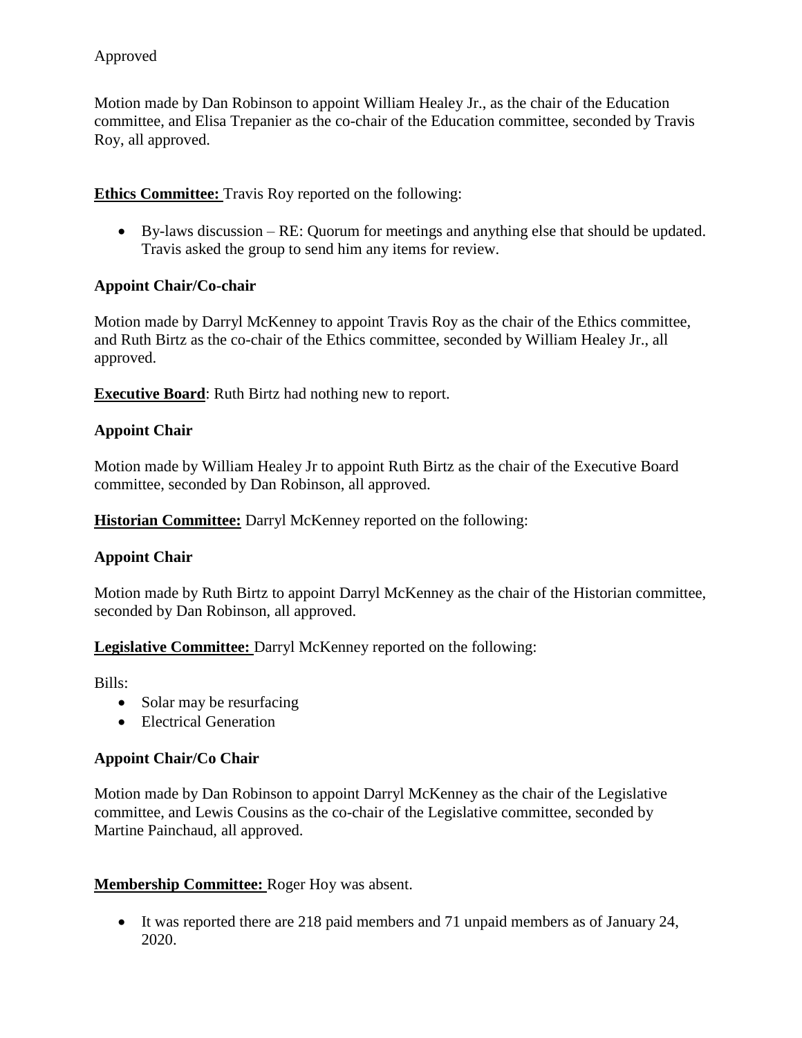Approved

Motion made by Dan Robinson to appoint William Healey Jr., as the chair of the Education committee, and Elisa Trepanier as the co-chair of the Education committee, seconded by Travis Roy, all approved.

**Ethics Committee:** Travis Roy reported on the following:

- By-laws discussion – RE: Quorum for meetings and anything else that should be updated. Travis asked the group to send him any items for review.

**Appoint Chair/Co-chair**

Motion made by Darryl McKenney to appoint Travis Roy as the chair of the Ethics committee, and Ruth Birtz as the co-chair of the Ethics committee, seconded by William Healey Jr., all approved.

**Executive Board**: Ruth Birtz had nothing new to report.

**Appoint Chair**

Motion made by William Healey Jr to appoint Ruth Birtz as the chair of the Executive Board committee, seconded by Dan Robinson, all approved.

**Historian Committee:** Darryl McKenney reported on the following:

**Appoint Chair**

Motion made by Ruth Birtz to appoint Darryl McKenney as the chair of the Historian committee, seconded by Dan Robinson, all approved.

**Legislative Committee:** Darryl McKenney reported on the following:

Bills:

- Solar may be resurfacing
- Electrical Generation

**Appoint Chair/Co Chair**

Motion made by Dan Robinson to appoint Darryl McKenney as the chair of the Legislative committee, and Lewis Cousins as the co-chair of the Legislative committee, seconded by Martine Painchaud, all approved.

**Membership Committee:** Roger Hoy was absent.

- It was reported there are 218 paid members and 71 unpaid members as of January 24, 2020.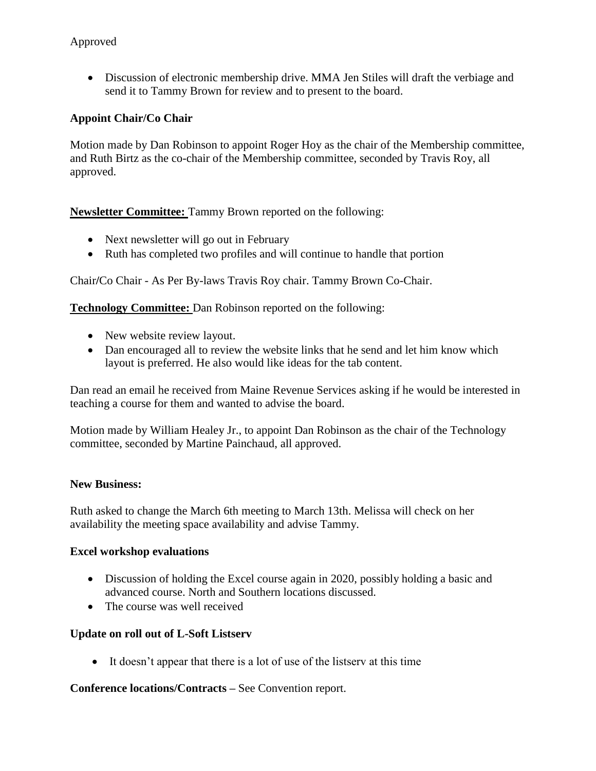Approved

- Discussion of electronic membership drive. MMA Jen Stiles will draft the verbiage and send it to Tammy Brown for review and to present to the board.

**Appoint Chair/Co Chair**

Motion made by Dan Robinson to appoint Roger Hoy as the chair of the Membership committee, and Ruth Birtz as the co-chair of the Membership committee, seconded by Travis Roy, all approved.

**Newsletter Committee:** Tammy Brown reported on the following:

- Next newsletter will go out in February
- Ruth has completed two profiles and will continue to handle that portion

Chair/Co Chair - As Per By-laws Travis Roy chair. Tammy Brown Co-Chair.

**Technology Committee:** Dan Robinson reported on the following:

- New website review layout.
- Dan encouraged all to review the website links that he send and let him know which layout is preferred. He also would like ideas for the tab content.

Dan read an email he received from Maine Revenue Services asking if he would be interested in teaching a course for them and wanted to advise the board.

Motion made by William Healey Jr., to appoint Dan Robinson as the chair of the Technology committee, seconded by Martine Painchaud, all approved.

**New Business:**

Ruth asked to change the March 6th meeting to March 13th. Melissa will check on her availability the meeting space availability and advise Tammy.

**Excel workshop evaluations**

- Discussion of holding the Excel course again in 2020, possibly holding a basic and advanced course. North and Southern locations discussed.
- The course was well received

**Update on roll out of L-Soft Listserv**

- It doesn't appear that there is a lot of use of the listserv at this time

**Conference locations/Contracts –** See Convention report.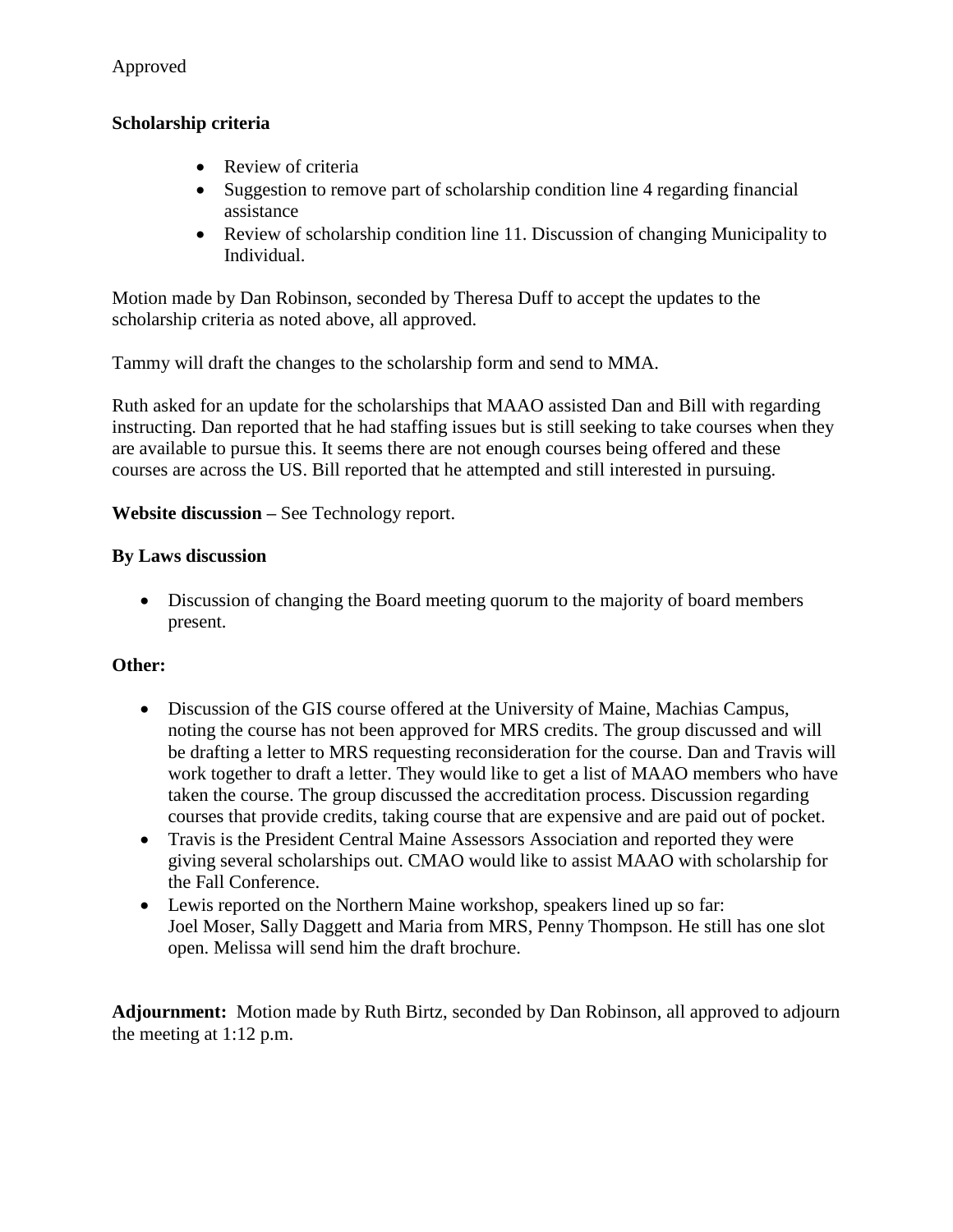Approved

**Scholarship criteria**

- Review of criteria
- Suggestion to remove part of scholarship condition line 4 regarding financial assistance
- Review of scholarship condition line 11. Discussion of changing Municipality to Individual.

Motion made by Dan Robinson, seconded by Theresa Duff to accept the updates to the scholarship criteria as noted above, all approved.

Tammy will draft the changes to the scholarship form and send to MMA.

Ruth asked for an update for the scholarships that MAAO assisted Dan and Bill with regarding instructing. Dan reported that he had staffing issues but is still seeking to take courses when they are available to pursue this. It seems there are not enough courses being offered and these courses are across the US. Bill reported that he attempted and still interested in pursuing.

**Website discussion –** See Technology report.

**By Laws discussion**

- Discussion of changing the Board meeting quorum to the majority of board members present.

**Other:**

- Discussion of the GIS course offered at the University of Maine, Machias Campus, noting the course has not been approved for MRS credits. The group discussed and will be drafting a letter to MRS requesting reconsideration for the course. Dan and Travis will work together to draft a letter. They would like to get a list of MAAO members who have taken the course. The group discussed the accreditation process. Discussion regarding courses that provide credits, taking course that are expensive and are paid out of pocket.
- Travis is the President Central Maine Assessors Association and reported they were giving several scholarships out. CMAO would like to assist MAAO with scholarship for the Fall Conference.
- Lewis reported on the Northern Maine workshop, speakers lined up so far: Joel Moser, Sally Daggett and Maria from MRS, Penny Thompson. He still has one slot open. Melissa will send him the draft brochure.

**Adjournment:** Motion made by Ruth Birtz, seconded by Dan Robinson, all approved to adjourn the meeting at 1:12 p.m.